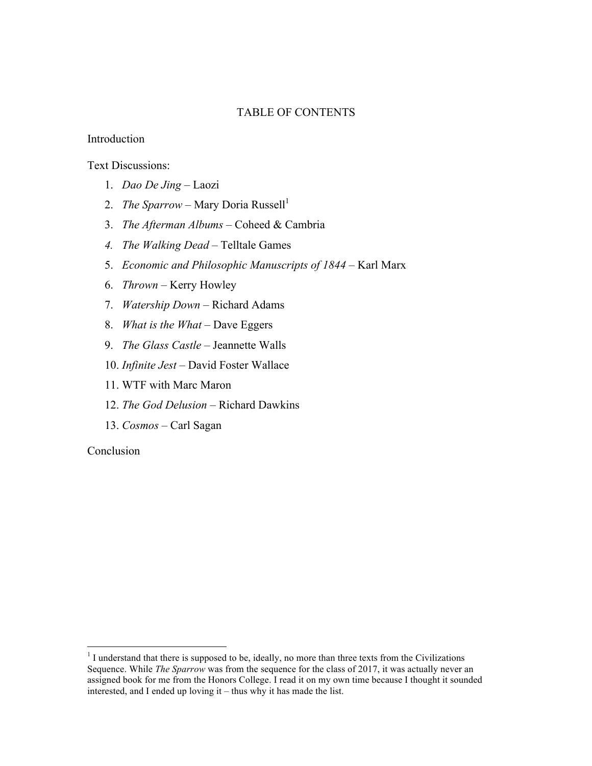# TABLE OF CONTENTS

Introduction

Text Discussions:

1. *Dao De Jing* – Laozi
2. *The Sparrow* – Mary Doria Russell[1]
3. *The Afterman Albums* – Coheed & Cambria
4. *The Walking Dead* – Telltale Games
5. *Economic and Philosophic Manuscripts of 1844* – Karl Marx
6. *Thrown* – Kerry Howley
7. *Watership Down* – Richard Adams
8. *What is the What* – Dave Eggers
9. *The Glass Castle* – Jeannette Walls
10. *Infinite Jest* – David Foster Wallace
11. WTF with Marc Maron
12. *The God Delusion* – Richard Dawkins
13. *Cosmos* – Carl Sagan

Conclusion

---

[1] I understand that there is supposed to be, ideally, no more than three texts from the Civilizations Sequence. While *The Sparrow* was from the sequence for the class of 2017, it was actually never an assigned book for me from the Honors College. I read it on my own time because I thought it sounded interested, and I ended up loving it – thus why it has made the list.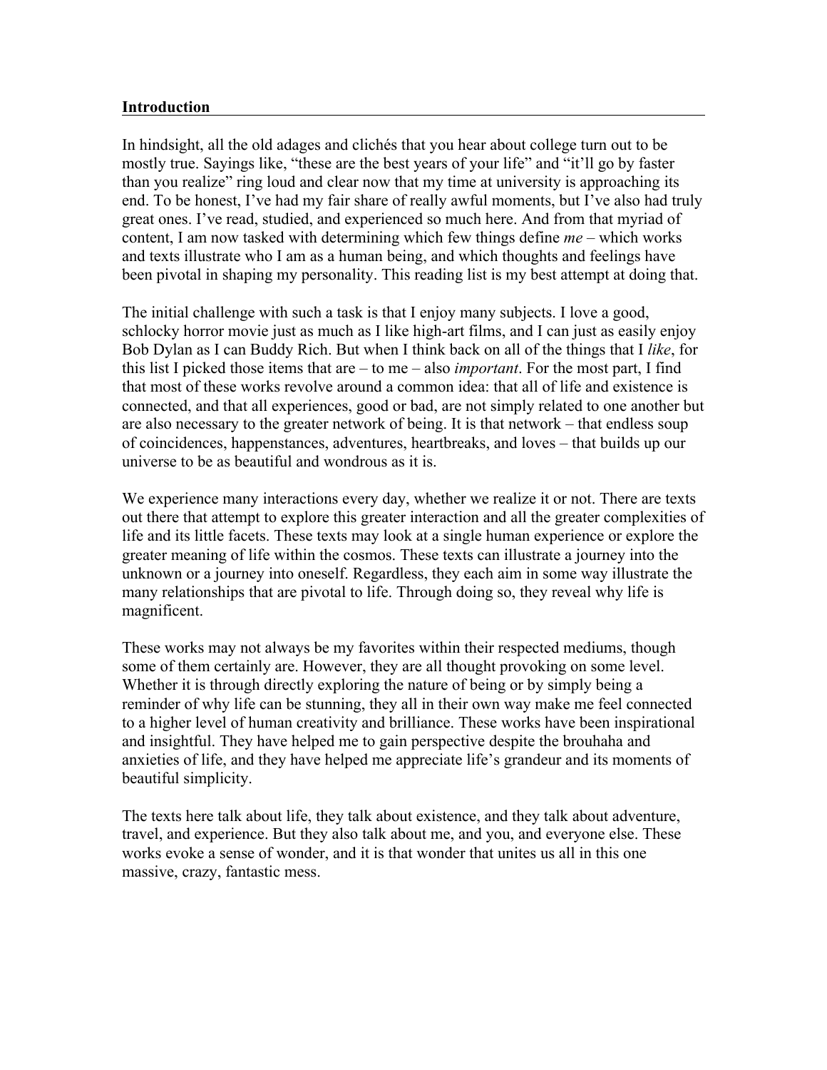**Introduction**

In hindsight, all the old adages and clichés that you hear about college turn out to be mostly true. Sayings like, "these are the best years of your life" and "it'll go by faster than you realize" ring loud and clear now that my time at university is approaching its end. To be honest, I've had my fair share of really awful moments, but I've also had truly great ones. I've read, studied, and experienced so much here. And from that myriad of content, I am now tasked with determining which few things define *me* – which works and texts illustrate who I am as a human being, and which thoughts and feelings have been pivotal in shaping my personality. This reading list is my best attempt at doing that.

The initial challenge with such a task is that I enjoy many subjects. I love a good, schlocky horror movie just as much as I like high-art films, and I can just as easily enjoy Bob Dylan as I can Buddy Rich. But when I think back on all of the things that I *like*, for this list I picked those items that are – to me – also *important*. For the most part, I find that most of these works revolve around a common idea: that all of life and existence is connected, and that all experiences, good or bad, are not simply related to one another but are also necessary to the greater network of being. It is that network – that endless soup of coincidences, happenstances, adventures, heartbreaks, and loves – that builds up our universe to be as beautiful and wondrous as it is.

We experience many interactions every day, whether we realize it or not. There are texts out there that attempt to explore this greater interaction and all the greater complexities of life and its little facets. These texts may look at a single human experience or explore the greater meaning of life within the cosmos. These texts can illustrate a journey into the unknown or a journey into oneself. Regardless, they each aim in some way illustrate the many relationships that are pivotal to life. Through doing so, they reveal why life is magnificent.

These works may not always be my favorites within their respected mediums, though some of them certainly are. However, they are all thought provoking on some level. Whether it is through directly exploring the nature of being or by simply being a reminder of why life can be stunning, they all in their own way make me feel connected to a higher level of human creativity and brilliance. These works have been inspirational and insightful. They have helped me to gain perspective despite the brouhaha and anxieties of life, and they have helped me appreciate life's grandeur and its moments of beautiful simplicity.

The texts here talk about life, they talk about existence, and they talk about adventure, travel, and experience. But they also talk about me, and you, and everyone else. These works evoke a sense of wonder, and it is that wonder that unites us all in this one massive, crazy, fantastic mess.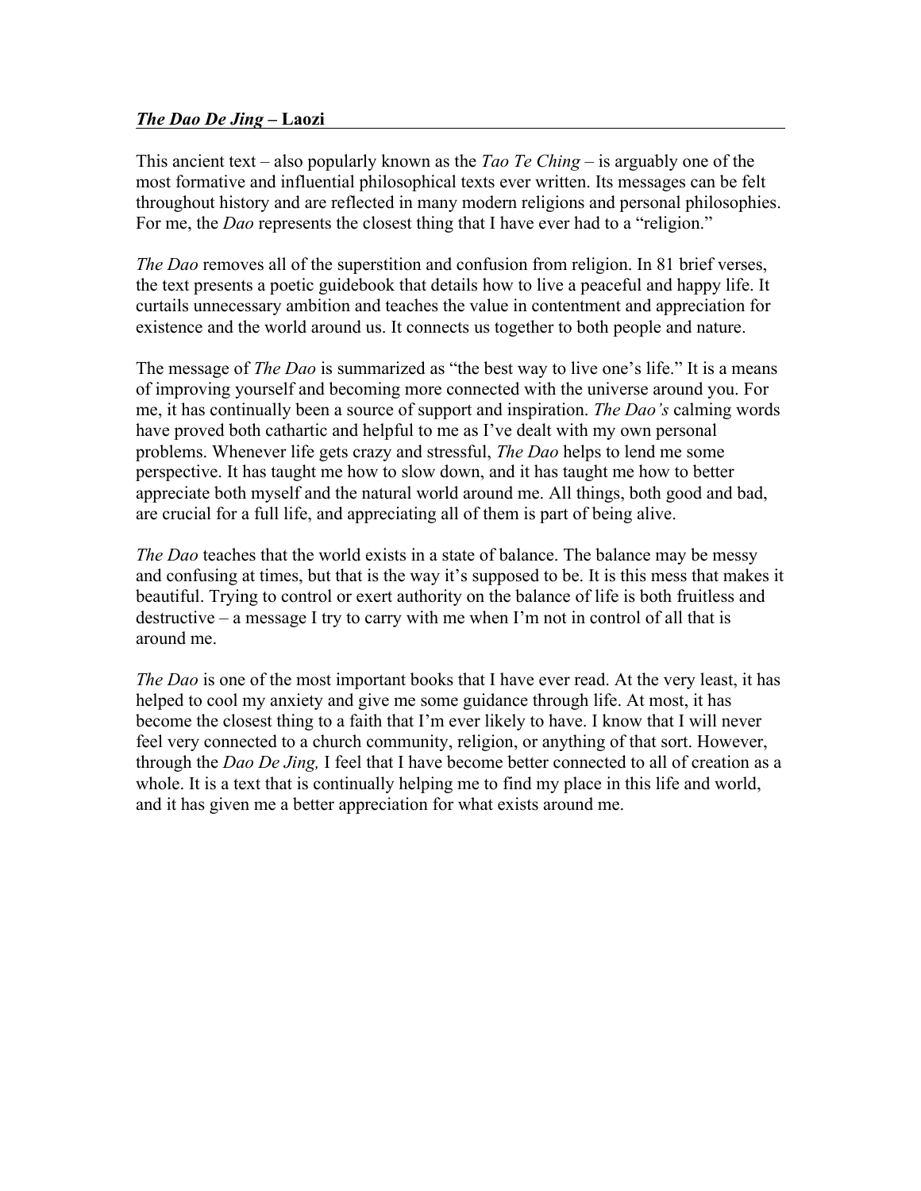***The Dao De Jing* – Laozi**

This ancient text – also popularly known as the *Tao Te Ching* – is arguably one of the most formative and influential philosophical texts ever written. Its messages can be felt throughout history and are reflected in many modern religions and personal philosophies. For me, the *Dao* represents the closest thing that I have ever had to a "religion."

*The Dao* removes all of the superstition and confusion from religion. In 81 brief verses, the text presents a poetic guidebook that details how to live a peaceful and happy life. It curtails unnecessary ambition and teaches the value in contentment and appreciation for existence and the world around us. It connects us together to both people and nature.

The message of *The Dao* is summarized as "the best way to live one's life." It is a means of improving yourself and becoming more connected with the universe around you. For me, it has continually been a source of support and inspiration. *The Dao's* calming words have proved both cathartic and helpful to me as I've dealt with my own personal problems. Whenever life gets crazy and stressful, *The Dao* helps to lend me some perspective. It has taught me how to slow down, and it has taught me how to better appreciate both myself and the natural world around me. All things, both good and bad, are crucial for a full life, and appreciating all of them is part of being alive.

*The Dao* teaches that the world exists in a state of balance. The balance may be messy and confusing at times, but that is the way it's supposed to be. It is this mess that makes it beautiful. Trying to control or exert authority on the balance of life is both fruitless and destructive – a message I try to carry with me when I'm not in control of all that is around me.

*The Dao* is one of the most important books that I have ever read. At the very least, it has helped to cool my anxiety and give me some guidance through life. At most, it has become the closest thing to a faith that I'm ever likely to have. I know that I will never feel very connected to a church community, religion, or anything of that sort. However, through the *Dao De Jing,* I feel that I have become better connected to all of creation as a whole. It is a text that is continually helping me to find my place in this life and world, and it has given me a better appreciation for what exists around me.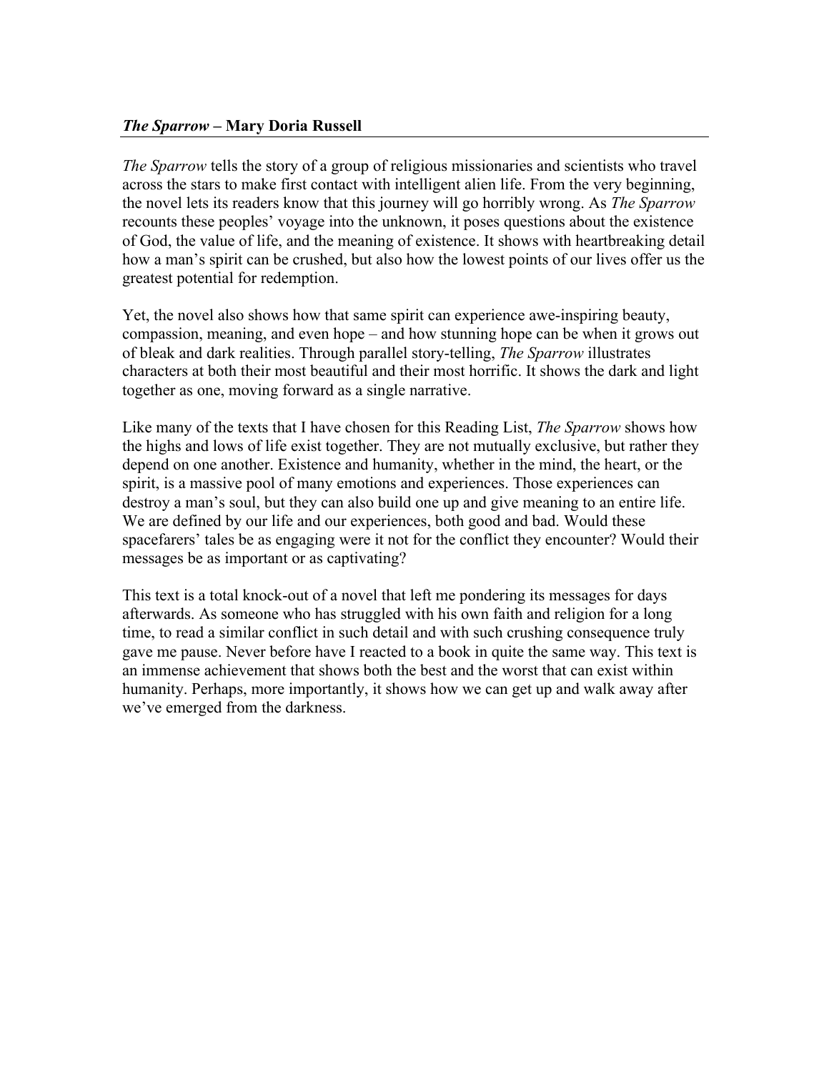## ***The Sparrow* – Mary Doria Russell**

*The Sparrow* tells the story of a group of religious missionaries and scientists who travel across the stars to make first contact with intelligent alien life. From the very beginning, the novel lets its readers know that this journey will go horribly wrong. As *The Sparrow* recounts these peoples' voyage into the unknown, it poses questions about the existence of God, the value of life, and the meaning of existence. It shows with heartbreaking detail how a man's spirit can be crushed, but also how the lowest points of our lives offer us the greatest potential for redemption.

Yet, the novel also shows how that same spirit can experience awe-inspiring beauty, compassion, meaning, and even hope – and how stunning hope can be when it grows out of bleak and dark realities. Through parallel story-telling, *The Sparrow* illustrates characters at both their most beautiful and their most horrific. It shows the dark and light together as one, moving forward as a single narrative.

Like many of the texts that I have chosen for this Reading List, *The Sparrow* shows how the highs and lows of life exist together. They are not mutually exclusive, but rather they depend on one another. Existence and humanity, whether in the mind, the heart, or the spirit, is a massive pool of many emotions and experiences. Those experiences can destroy a man's soul, but they can also build one up and give meaning to an entire life. We are defined by our life and our experiences, both good and bad. Would these spacefarers' tales be as engaging were it not for the conflict they encounter? Would their messages be as important or as captivating?

This text is a total knock-out of a novel that left me pondering its messages for days afterwards. As someone who has struggled with his own faith and religion for a long time, to read a similar conflict in such detail and with such crushing consequence truly gave me pause. Never before have I reacted to a book in quite the same way. This text is an immense achievement that shows both the best and the worst that can exist within humanity. Perhaps, more importantly, it shows how we can get up and walk away after we've emerged from the darkness.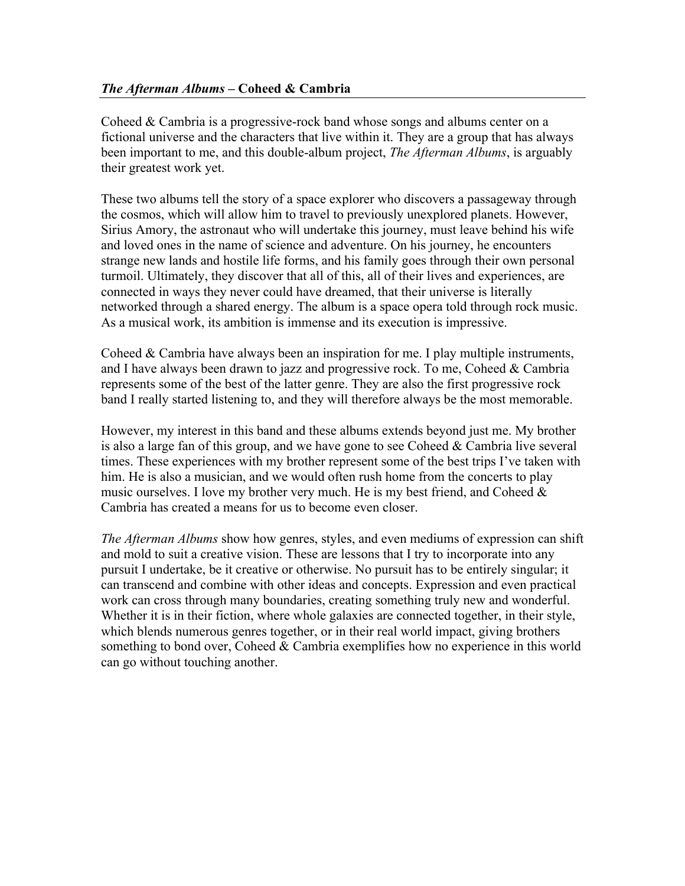## *The Afterman Albums* – Coheed & Cambria

Coheed & Cambria is a progressive-rock band whose songs and albums center on a fictional universe and the characters that live within it. They are a group that has always been important to me, and this double-album project, *The Afterman Albums*, is arguably their greatest work yet.

These two albums tell the story of a space explorer who discovers a passageway through the cosmos, which will allow him to travel to previously unexplored planets. However, Sirius Amory, the astronaut who will undertake this journey, must leave behind his wife and loved ones in the name of science and adventure. On his journey, he encounters strange new lands and hostile life forms, and his family goes through their own personal turmoil. Ultimately, they discover that all of this, all of their lives and experiences, are connected in ways they never could have dreamed, that their universe is literally networked through a shared energy. The album is a space opera told through rock music. As a musical work, its ambition is immense and its execution is impressive.

Coheed & Cambria have always been an inspiration for me. I play multiple instruments, and I have always been drawn to jazz and progressive rock. To me, Coheed & Cambria represents some of the best of the latter genre. They are also the first progressive rock band I really started listening to, and they will therefore always be the most memorable.

However, my interest in this band and these albums extends beyond just me. My brother is also a large fan of this group, and we have gone to see Coheed & Cambria live several times. These experiences with my brother represent some of the best trips I've taken with him. He is also a musician, and we would often rush home from the concerts to play music ourselves. I love my brother very much. He is my best friend, and Coheed & Cambria has created a means for us to become even closer.

*The Afterman Albums* show how genres, styles, and even mediums of expression can shift and mold to suit a creative vision. These are lessons that I try to incorporate into any pursuit I undertake, be it creative or otherwise. No pursuit has to be entirely singular; it can transcend and combine with other ideas and concepts. Expression and even practical work can cross through many boundaries, creating something truly new and wonderful. Whether it is in their fiction, where whole galaxies are connected together, in their style, which blends numerous genres together, or in their real world impact, giving brothers something to bond over, Coheed & Cambria exemplifies how no experience in this world can go without touching another.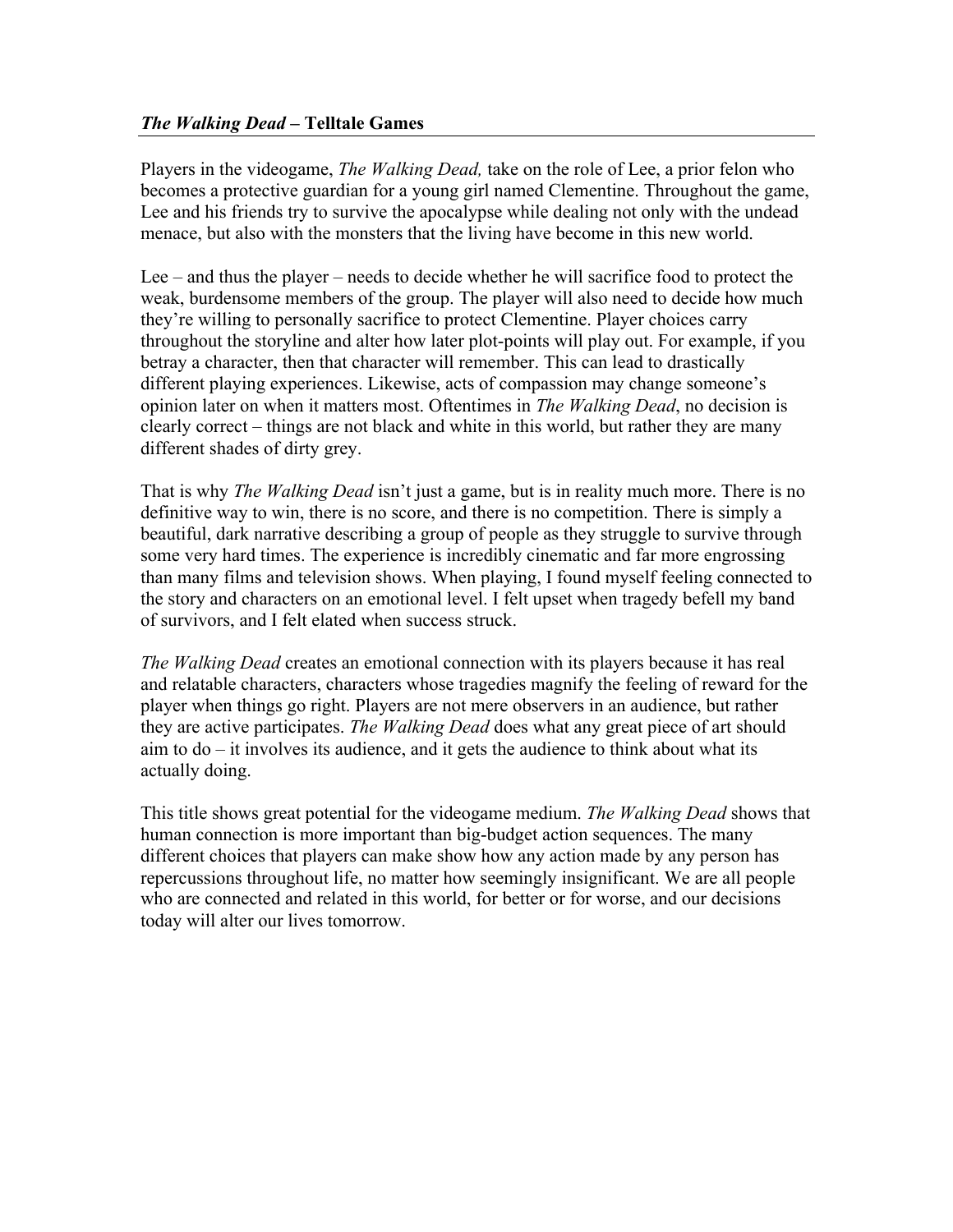## *The Walking Dead* – Telltale Games

Players in the videogame, *The Walking Dead,* take on the role of Lee, a prior felon who becomes a protective guardian for a young girl named Clementine. Throughout the game, Lee and his friends try to survive the apocalypse while dealing not only with the undead menace, but also with the monsters that the living have become in this new world.

Lee – and thus the player – needs to decide whether he will sacrifice food to protect the weak, burdensome members of the group. The player will also need to decide how much they're willing to personally sacrifice to protect Clementine. Player choices carry throughout the storyline and alter how later plot-points will play out. For example, if you betray a character, then that character will remember. This can lead to drastically different playing experiences. Likewise, acts of compassion may change someone's opinion later on when it matters most. Oftentimes in *The Walking Dead*, no decision is clearly correct – things are not black and white in this world, but rather they are many different shades of dirty grey.

That is why *The Walking Dead* isn't just a game, but is in reality much more. There is no definitive way to win, there is no score, and there is no competition. There is simply a beautiful, dark narrative describing a group of people as they struggle to survive through some very hard times. The experience is incredibly cinematic and far more engrossing than many films and television shows. When playing, I found myself feeling connected to the story and characters on an emotional level. I felt upset when tragedy befell my band of survivors, and I felt elated when success struck.

*The Walking Dead* creates an emotional connection with its players because it has real and relatable characters, characters whose tragedies magnify the feeling of reward for the player when things go right. Players are not mere observers in an audience, but rather they are active participates. *The Walking Dead* does what any great piece of art should aim to do – it involves its audience, and it gets the audience to think about what its actually doing.

This title shows great potential for the videogame medium. *The Walking Dead* shows that human connection is more important than big-budget action sequences. The many different choices that players can make show how any action made by any person has repercussions throughout life, no matter how seemingly insignificant. We are all people who are connected and related in this world, for better or for worse, and our decisions today will alter our lives tomorrow.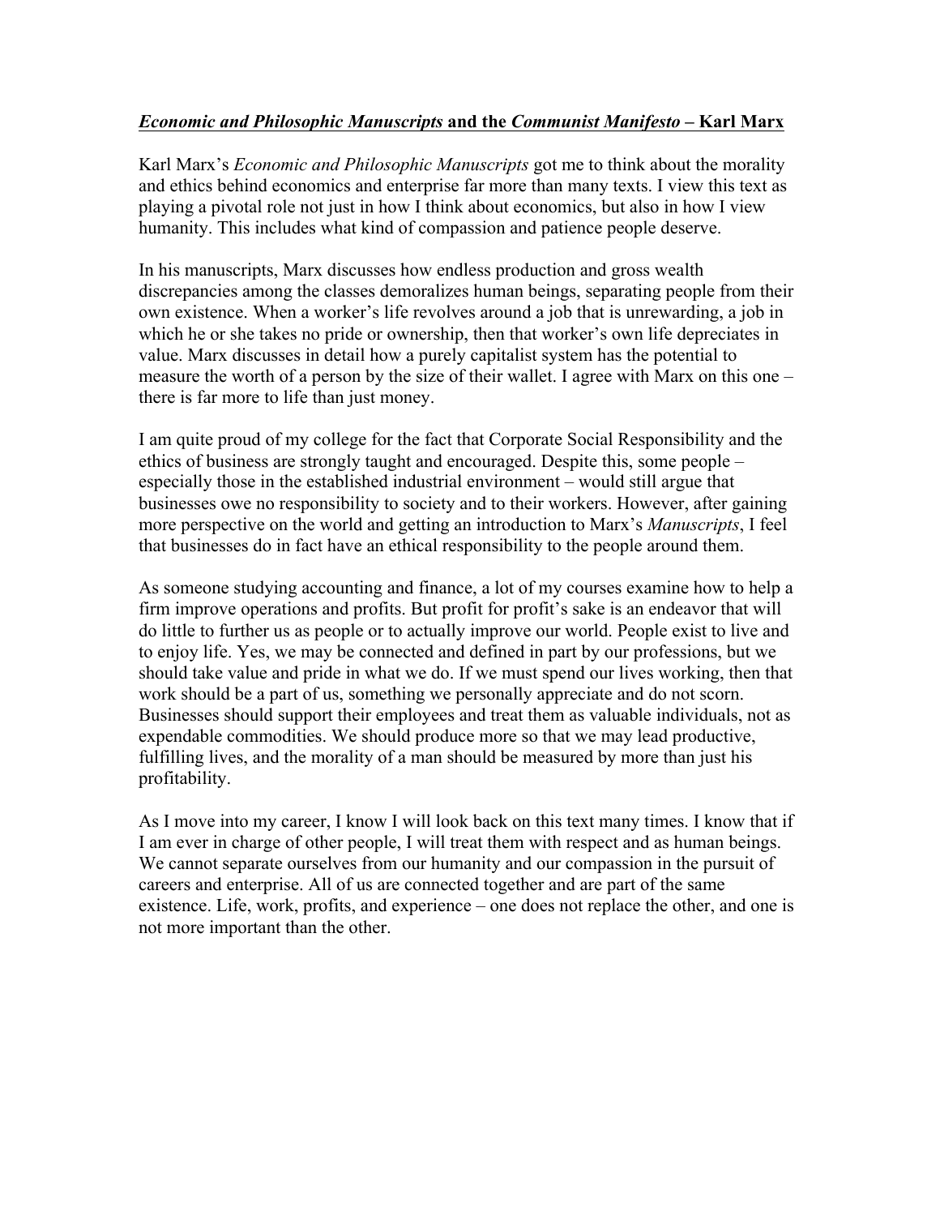***Economic and Philosophic Manuscripts* and the *Communist Manifesto* – Karl Marx**

Karl Marx's *Economic and Philosophic Manuscripts* got me to think about the morality and ethics behind economics and enterprise far more than many texts. I view this text as playing a pivotal role not just in how I think about economics, but also in how I view humanity. This includes what kind of compassion and patience people deserve.

In his manuscripts, Marx discusses how endless production and gross wealth discrepancies among the classes demoralizes human beings, separating people from their own existence. When a worker's life revolves around a job that is unrewarding, a job in which he or she takes no pride or ownership, then that worker's own life depreciates in value. Marx discusses in detail how a purely capitalist system has the potential to measure the worth of a person by the size of their wallet. I agree with Marx on this one – there is far more to life than just money.

I am quite proud of my college for the fact that Corporate Social Responsibility and the ethics of business are strongly taught and encouraged. Despite this, some people – especially those in the established industrial environment – would still argue that businesses owe no responsibility to society and to their workers. However, after gaining more perspective on the world and getting an introduction to Marx's *Manuscripts*, I feel that businesses do in fact have an ethical responsibility to the people around them.

As someone studying accounting and finance, a lot of my courses examine how to help a firm improve operations and profits. But profit for profit's sake is an endeavor that will do little to further us as people or to actually improve our world. People exist to live and to enjoy life. Yes, we may be connected and defined in part by our professions, but we should take value and pride in what we do. If we must spend our lives working, then that work should be a part of us, something we personally appreciate and do not scorn. Businesses should support their employees and treat them as valuable individuals, not as expendable commodities. We should produce more so that we may lead productive, fulfilling lives, and the morality of a man should be measured by more than just his profitability.

As I move into my career, I know I will look back on this text many times. I know that if I am ever in charge of other people, I will treat them with respect and as human beings. We cannot separate ourselves from our humanity and our compassion in the pursuit of careers and enterprise. All of us are connected together and are part of the same existence. Life, work, profits, and experience – one does not replace the other, and one is not more important than the other.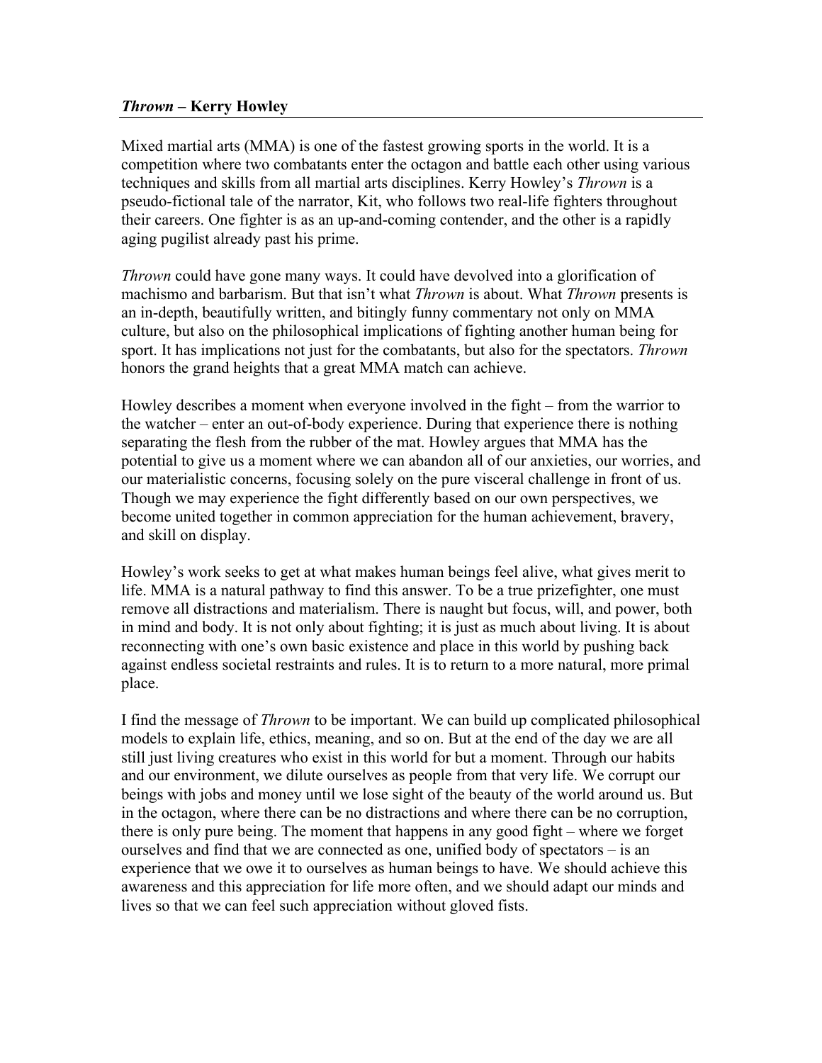## *Thrown* – Kerry Howley

Mixed martial arts (MMA) is one of the fastest growing sports in the world. It is a competition where two combatants enter the octagon and battle each other using various techniques and skills from all martial arts disciplines. Kerry Howley's *Thrown* is a pseudo-fictional tale of the narrator, Kit, who follows two real-life fighters throughout their careers. One fighter is as an up-and-coming contender, and the other is a rapidly aging pugilist already past his prime.

*Thrown* could have gone many ways. It could have devolved into a glorification of machismo and barbarism. But that isn't what *Thrown* is about. What *Thrown* presents is an in-depth, beautifully written, and bitingly funny commentary not only on MMA culture, but also on the philosophical implications of fighting another human being for sport. It has implications not just for the combatants, but also for the spectators. *Thrown* honors the grand heights that a great MMA match can achieve.

Howley describes a moment when everyone involved in the fight – from the warrior to the watcher – enter an out-of-body experience. During that experience there is nothing separating the flesh from the rubber of the mat. Howley argues that MMA has the potential to give us a moment where we can abandon all of our anxieties, our worries, and our materialistic concerns, focusing solely on the pure visceral challenge in front of us. Though we may experience the fight differently based on our own perspectives, we become united together in common appreciation for the human achievement, bravery, and skill on display.

Howley's work seeks to get at what makes human beings feel alive, what gives merit to life. MMA is a natural pathway to find this answer. To be a true prizefighter, one must remove all distractions and materialism. There is naught but focus, will, and power, both in mind and body. It is not only about fighting; it is just as much about living. It is about reconnecting with one's own basic existence and place in this world by pushing back against endless societal restraints and rules. It is to return to a more natural, more primal place.

I find the message of *Thrown* to be important. We can build up complicated philosophical models to explain life, ethics, meaning, and so on. But at the end of the day we are all still just living creatures who exist in this world for but a moment. Through our habits and our environment, we dilute ourselves as people from that very life. We corrupt our beings with jobs and money until we lose sight of the beauty of the world around us. But in the octagon, where there can be no distractions and where there can be no corruption, there is only pure being. The moment that happens in any good fight – where we forget ourselves and find that we are connected as one, unified body of spectators – is an experience that we owe it to ourselves as human beings to have. We should achieve this awareness and this appreciation for life more often, and we should adapt our minds and lives so that we can feel such appreciation without gloved fists.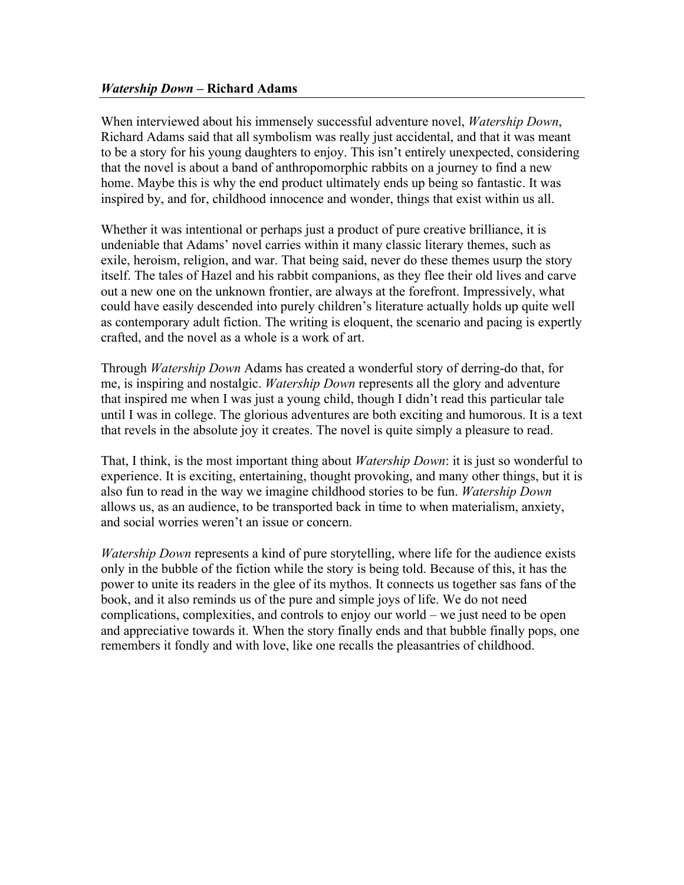***Watership Down* – Richard Adams**

When interviewed about his immensely successful adventure novel, *Watership Down*, Richard Adams said that all symbolism was really just accidental, and that it was meant to be a story for his young daughters to enjoy. This isn't entirely unexpected, considering that the novel is about a band of anthropomorphic rabbits on a journey to find a new home. Maybe this is why the end product ultimately ends up being so fantastic. It was inspired by, and for, childhood innocence and wonder, things that exist within us all.

Whether it was intentional or perhaps just a product of pure creative brilliance, it is undeniable that Adams' novel carries within it many classic literary themes, such as exile, heroism, religion, and war. That being said, never do these themes usurp the story itself. The tales of Hazel and his rabbit companions, as they flee their old lives and carve out a new one on the unknown frontier, are always at the forefront. Impressively, what could have easily descended into purely children's literature actually holds up quite well as contemporary adult fiction. The writing is eloquent, the scenario and pacing is expertly crafted, and the novel as a whole is a work of art.

Through *Watership Down* Adams has created a wonderful story of derring-do that, for me, is inspiring and nostalgic. *Watership Down* represents all the glory and adventure that inspired me when I was just a young child, though I didn't read this particular tale until I was in college. The glorious adventures are both exciting and humorous. It is a text that revels in the absolute joy it creates. The novel is quite simply a pleasure to read.

That, I think, is the most important thing about *Watership Down*: it is just so wonderful to experience. It is exciting, entertaining, thought provoking, and many other things, but it is also fun to read in the way we imagine childhood stories to be fun. *Watership Down* allows us, as an audience, to be transported back in time to when materialism, anxiety, and social worries weren't an issue or concern.

*Watership Down* represents a kind of pure storytelling, where life for the audience exists only in the bubble of the fiction while the story is being told. Because of this, it has the power to unite its readers in the glee of its mythos. It connects us together sas fans of the book, and it also reminds us of the pure and simple joys of life. We do not need complications, complexities, and controls to enjoy our world – we just need to be open and appreciative towards it. When the story finally ends and that bubble finally pops, one remembers it fondly and with love, like one recalls the pleasantries of childhood.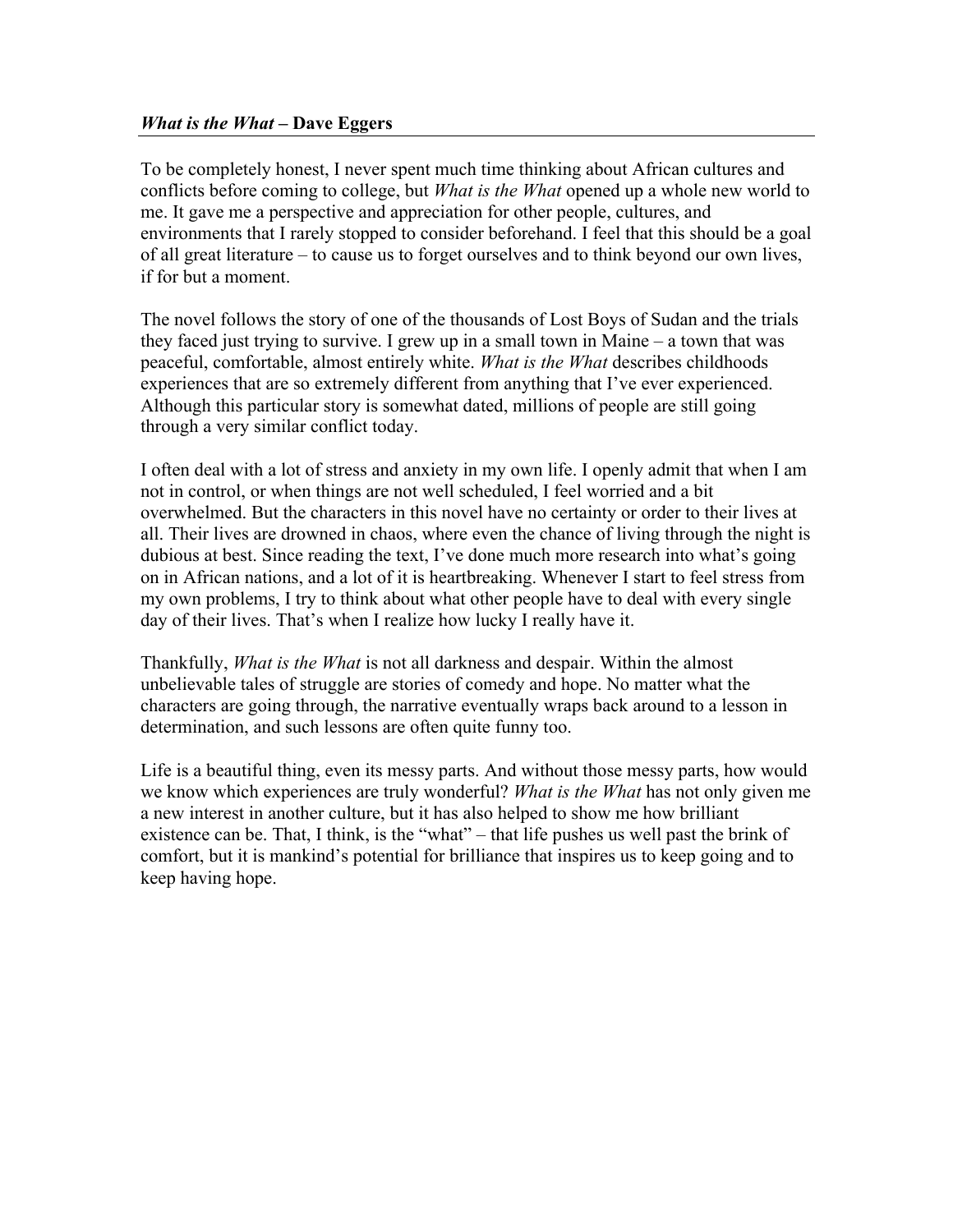***What is the What* – Dave Eggers**

To be completely honest, I never spent much time thinking about African cultures and conflicts before coming to college, but *What is the What* opened up a whole new world to me. It gave me a perspective and appreciation for other people, cultures, and environments that I rarely stopped to consider beforehand. I feel that this should be a goal of all great literature – to cause us to forget ourselves and to think beyond our own lives, if for but a moment.

The novel follows the story of one of the thousands of Lost Boys of Sudan and the trials they faced just trying to survive. I grew up in a small town in Maine – a town that was peaceful, comfortable, almost entirely white. *What is the What* describes childhoods experiences that are so extremely different from anything that I've ever experienced. Although this particular story is somewhat dated, millions of people are still going through a very similar conflict today.

I often deal with a lot of stress and anxiety in my own life. I openly admit that when I am not in control, or when things are not well scheduled, I feel worried and a bit overwhelmed. But the characters in this novel have no certainty or order to their lives at all. Their lives are drowned in chaos, where even the chance of living through the night is dubious at best. Since reading the text, I've done much more research into what's going on in African nations, and a lot of it is heartbreaking. Whenever I start to feel stress from my own problems, I try to think about what other people have to deal with every single day of their lives. That's when I realize how lucky I really have it.

Thankfully, *What is the What* is not all darkness and despair. Within the almost unbelievable tales of struggle are stories of comedy and hope. No matter what the characters are going through, the narrative eventually wraps back around to a lesson in determination, and such lessons are often quite funny too.

Life is a beautiful thing, even its messy parts. And without those messy parts, how would we know which experiences are truly wonderful? *What is the What* has not only given me a new interest in another culture, but it has also helped to show me how brilliant existence can be. That, I think, is the "what" – that life pushes us well past the brink of comfort, but it is mankind's potential for brilliance that inspires us to keep going and to keep having hope.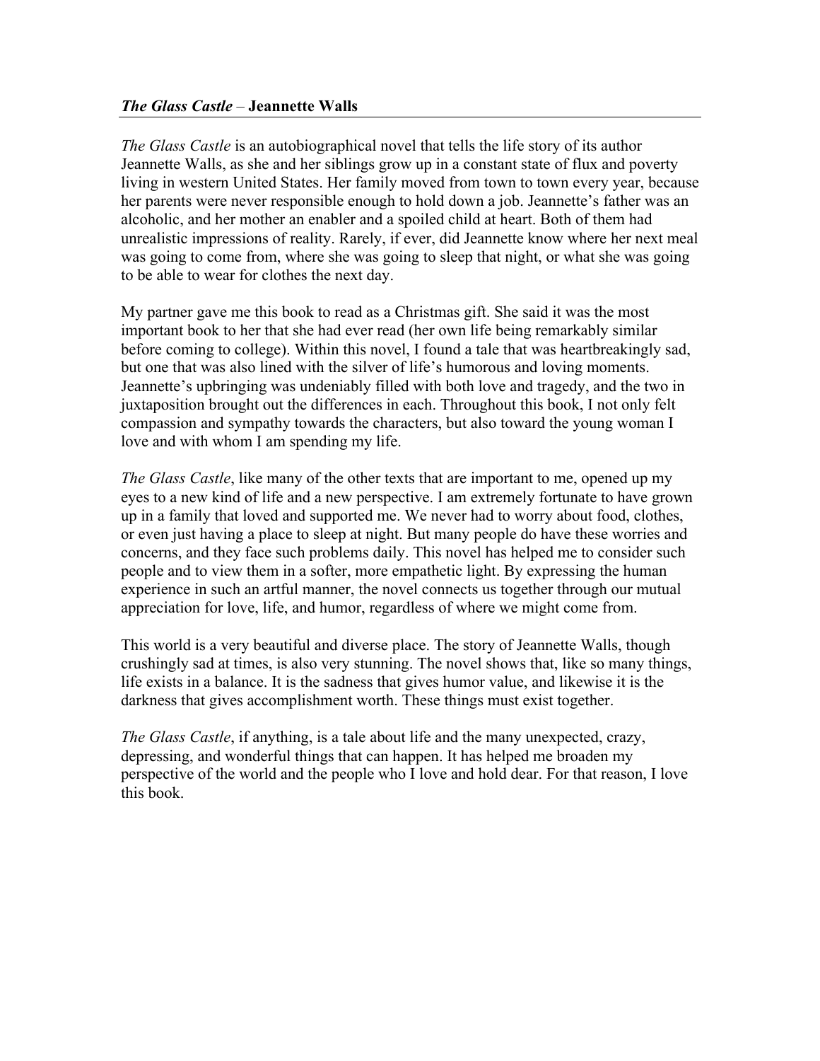## *The Glass Castle* – Jeannette Walls

*The Glass Castle* is an autobiographical novel that tells the life story of its author Jeannette Walls, as she and her siblings grow up in a constant state of flux and poverty living in western United States. Her family moved from town to town every year, because her parents were never responsible enough to hold down a job. Jeannette's father was an alcoholic, and her mother an enabler and a spoiled child at heart. Both of them had unrealistic impressions of reality. Rarely, if ever, did Jeannette know where her next meal was going to come from, where she was going to sleep that night, or what she was going to be able to wear for clothes the next day.

My partner gave me this book to read as a Christmas gift. She said it was the most important book to her that she had ever read (her own life being remarkably similar before coming to college). Within this novel, I found a tale that was heartbreakingly sad, but one that was also lined with the silver of life's humorous and loving moments. Jeannette's upbringing was undeniably filled with both love and tragedy, and the two in juxtaposition brought out the differences in each. Throughout this book, I not only felt compassion and sympathy towards the characters, but also toward the young woman I love and with whom I am spending my life.

*The Glass Castle*, like many of the other texts that are important to me, opened up my eyes to a new kind of life and a new perspective. I am extremely fortunate to have grown up in a family that loved and supported me. We never had to worry about food, clothes, or even just having a place to sleep at night. But many people do have these worries and concerns, and they face such problems daily. This novel has helped me to consider such people and to view them in a softer, more empathetic light. By expressing the human experience in such an artful manner, the novel connects us together through our mutual appreciation for love, life, and humor, regardless of where we might come from.

This world is a very beautiful and diverse place. The story of Jeannette Walls, though crushingly sad at times, is also very stunning. The novel shows that, like so many things, life exists in a balance. It is the sadness that gives humor value, and likewise it is the darkness that gives accomplishment worth. These things must exist together.

*The Glass Castle*, if anything, is a tale about life and the many unexpected, crazy, depressing, and wonderful things that can happen. It has helped me broaden my perspective of the world and the people who I love and hold dear. For that reason, I love this book.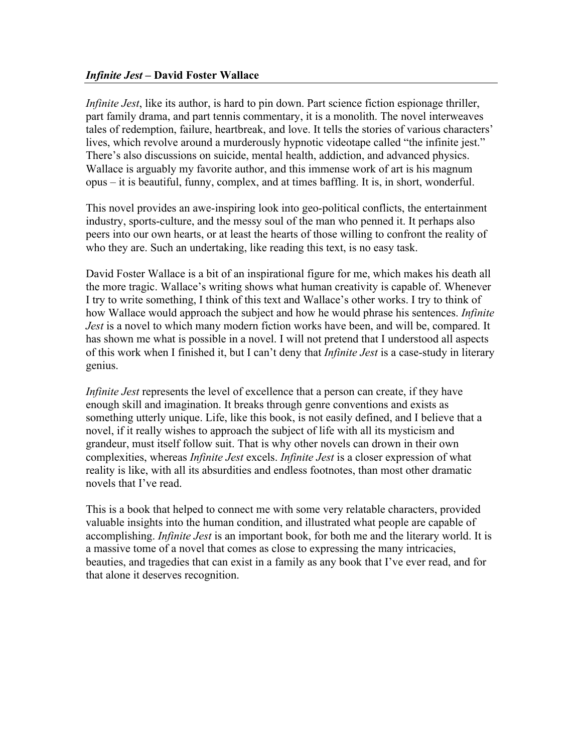## *Infinite Jest* – David Foster Wallace

*Infinite Jest*, like its author, is hard to pin down. Part science fiction espionage thriller, part family drama, and part tennis commentary, it is a monolith. The novel interweaves tales of redemption, failure, heartbreak, and love. It tells the stories of various characters' lives, which revolve around a murderously hypnotic videotape called "the infinite jest." There's also discussions on suicide, mental health, addiction, and advanced physics. Wallace is arguably my favorite author, and this immense work of art is his magnum opus – it is beautiful, funny, complex, and at times baffling. It is, in short, wonderful.

This novel provides an awe-inspiring look into geo-political conflicts, the entertainment industry, sports-culture, and the messy soul of the man who penned it. It perhaps also peers into our own hearts, or at least the hearts of those willing to confront the reality of who they are. Such an undertaking, like reading this text, is no easy task.

David Foster Wallace is a bit of an inspirational figure for me, which makes his death all the more tragic. Wallace's writing shows what human creativity is capable of. Whenever I try to write something, I think of this text and Wallace's other works. I try to think of how Wallace would approach the subject and how he would phrase his sentences. *Infinite Jest* is a novel to which many modern fiction works have been, and will be, compared. It has shown me what is possible in a novel. I will not pretend that I understood all aspects of this work when I finished it, but I can't deny that *Infinite Jest* is a case-study in literary genius.

*Infinite Jest* represents the level of excellence that a person can create, if they have enough skill and imagination. It breaks through genre conventions and exists as something utterly unique. Life, like this book, is not easily defined, and I believe that a novel, if it really wishes to approach the subject of life with all its mysticism and grandeur, must itself follow suit. That is why other novels can drown in their own complexities, whereas *Infinite Jest* excels. *Infinite Jest* is a closer expression of what reality is like, with all its absurdities and endless footnotes, than most other dramatic novels that I've read.

This is a book that helped to connect me with some very relatable characters, provided valuable insights into the human condition, and illustrated what people are capable of accomplishing. *Infinite Jest* is an important book, for both me and the literary world. It is a massive tome of a novel that comes as close to expressing the many intricacies, beauties, and tragedies that can exist in a family as any book that I've ever read, and for that alone it deserves recognition.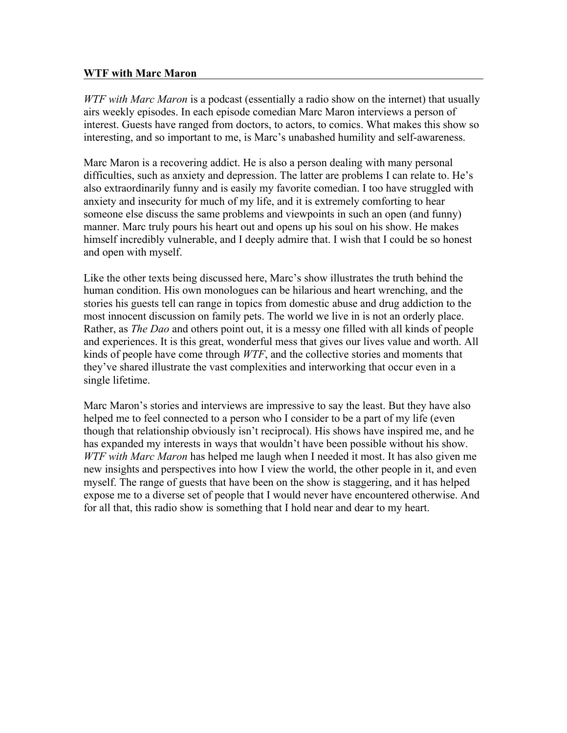**WTF with Marc Maron**

*WTF with Marc Maron* is a podcast (essentially a radio show on the internet) that usually airs weekly episodes. In each episode comedian Marc Maron interviews a person of interest. Guests have ranged from doctors, to actors, to comics. What makes this show so interesting, and so important to me, is Marc's unabashed humility and self-awareness.

Marc Maron is a recovering addict. He is also a person dealing with many personal difficulties, such as anxiety and depression. The latter are problems I can relate to. He's also extraordinarily funny and is easily my favorite comedian. I too have struggled with anxiety and insecurity for much of my life, and it is extremely comforting to hear someone else discuss the same problems and viewpoints in such an open (and funny) manner. Marc truly pours his heart out and opens up his soul on his show. He makes himself incredibly vulnerable, and I deeply admire that. I wish that I could be so honest and open with myself.

Like the other texts being discussed here, Marc's show illustrates the truth behind the human condition. His own monologues can be hilarious and heart wrenching, and the stories his guests tell can range in topics from domestic abuse and drug addiction to the most innocent discussion on family pets. The world we live in is not an orderly place. Rather, as *The Dao* and others point out, it is a messy one filled with all kinds of people and experiences. It is this great, wonderful mess that gives our lives value and worth. All kinds of people have come through *WTF*, and the collective stories and moments that they've shared illustrate the vast complexities and interworking that occur even in a single lifetime.

Marc Maron's stories and interviews are impressive to say the least. But they have also helped me to feel connected to a person who I consider to be a part of my life (even though that relationship obviously isn't reciprocal). His shows have inspired me, and he has expanded my interests in ways that wouldn't have been possible without his show. *WTF with Marc Maron* has helped me laugh when I needed it most. It has also given me new insights and perspectives into how I view the world, the other people in it, and even myself. The range of guests that have been on the show is staggering, and it has helped expose me to a diverse set of people that I would never have encountered otherwise. And for all that, this radio show is something that I hold near and dear to my heart.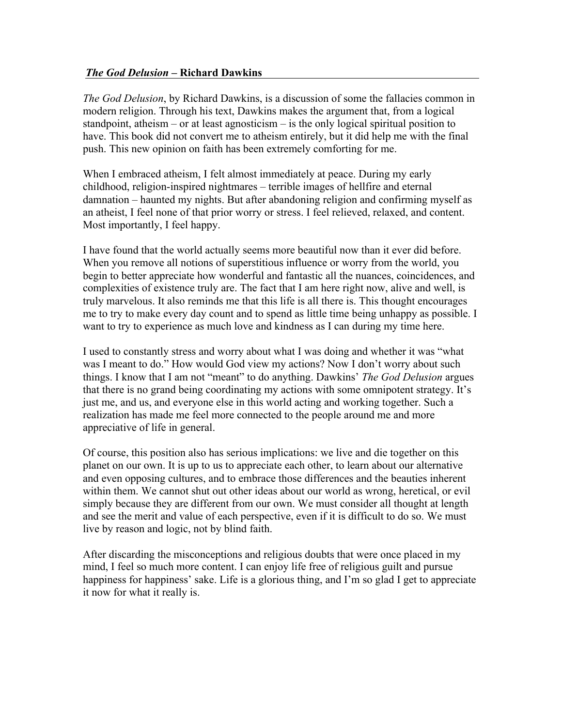## *The God Delusion* – Richard Dawkins

*The God Delusion*, by Richard Dawkins, is a discussion of some the fallacies common in modern religion. Through his text, Dawkins makes the argument that, from a logical standpoint, atheism – or at least agnosticism – is the only logical spiritual position to have. This book did not convert me to atheism entirely, but it did help me with the final push. This new opinion on faith has been extremely comforting for me.

When I embraced atheism, I felt almost immediately at peace. During my early childhood, religion-inspired nightmares – terrible images of hellfire and eternal damnation – haunted my nights. But after abandoning religion and confirming myself as an atheist, I feel none of that prior worry or stress. I feel relieved, relaxed, and content. Most importantly, I feel happy.

I have found that the world actually seems more beautiful now than it ever did before. When you remove all notions of superstitious influence or worry from the world, you begin to better appreciate how wonderful and fantastic all the nuances, coincidences, and complexities of existence truly are. The fact that I am here right now, alive and well, is truly marvelous. It also reminds me that this life is all there is. This thought encourages me to try to make every day count and to spend as little time being unhappy as possible. I want to try to experience as much love and kindness as I can during my time here.

I used to constantly stress and worry about what I was doing and whether it was "what was I meant to do." How would God view my actions? Now I don't worry about such things. I know that I am not "meant" to do anything. Dawkins' *The God Delusion* argues that there is no grand being coordinating my actions with some omnipotent strategy. It's just me, and us, and everyone else in this world acting and working together. Such a realization has made me feel more connected to the people around me and more appreciative of life in general.

Of course, this position also has serious implications: we live and die together on this planet on our own. It is up to us to appreciate each other, to learn about our alternative and even opposing cultures, and to embrace those differences and the beauties inherent within them. We cannot shut out other ideas about our world as wrong, heretical, or evil simply because they are different from our own. We must consider all thought at length and see the merit and value of each perspective, even if it is difficult to do so. We must live by reason and logic, not by blind faith.

After discarding the misconceptions and religious doubts that were once placed in my mind, I feel so much more content. I can enjoy life free of religious guilt and pursue happiness for happiness' sake. Life is a glorious thing, and I'm so glad I get to appreciate it now for what it really is.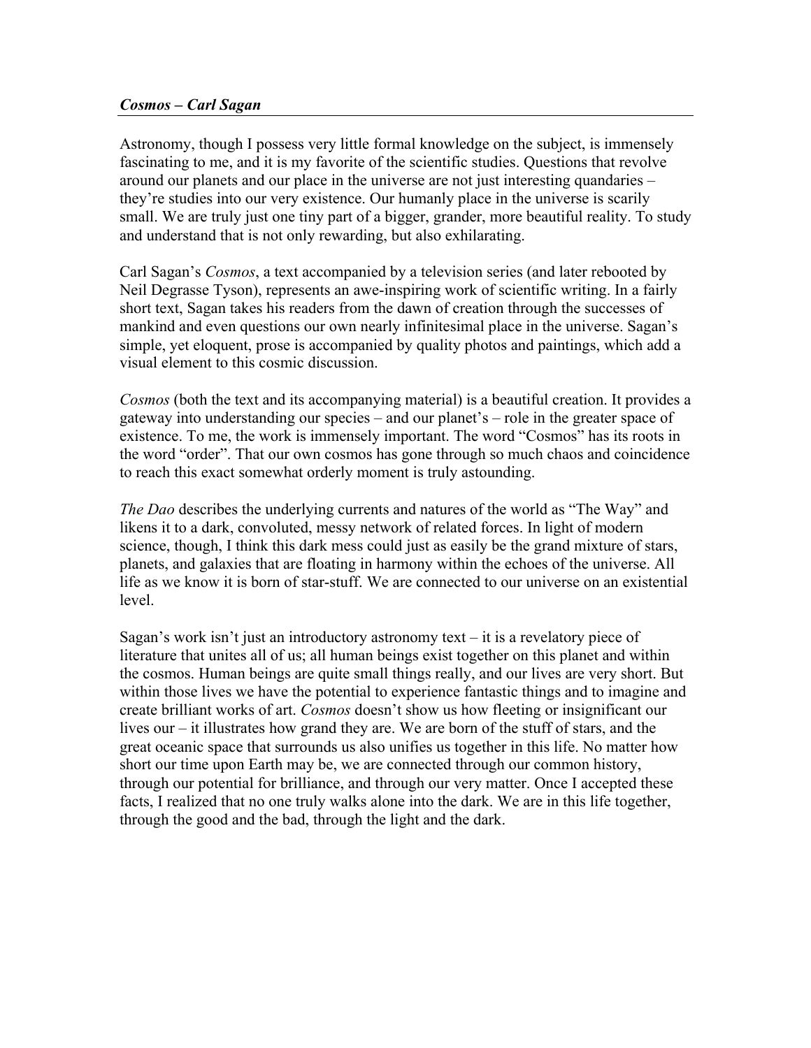***Cosmos* – Carl Sagan**

Astronomy, though I possess very little formal knowledge on the subject, is immensely fascinating to me, and it is my favorite of the scientific studies. Questions that revolve around our planets and our place in the universe are not just interesting quandaries – they're studies into our very existence. Our humanly place in the universe is scarily small. We are truly just one tiny part of a bigger, grander, more beautiful reality. To study and understand that is not only rewarding, but also exhilarating.

Carl Sagan's *Cosmos*, a text accompanied by a television series (and later rebooted by Neil Degrasse Tyson), represents an awe-inspiring work of scientific writing. In a fairly short text, Sagan takes his readers from the dawn of creation through the successes of mankind and even questions our own nearly infinitesimal place in the universe. Sagan's simple, yet eloquent, prose is accompanied by quality photos and paintings, which add a visual element to this cosmic discussion.

*Cosmos* (both the text and its accompanying material) is a beautiful creation. It provides a gateway into understanding our species – and our planet's – role in the greater space of existence. To me, the work is immensely important. The word "Cosmos" has its roots in the word "order". That our own cosmos has gone through so much chaos and coincidence to reach this exact somewhat orderly moment is truly astounding.

*The Dao* describes the underlying currents and natures of the world as "The Way" and likens it to a dark, convoluted, messy network of related forces. In light of modern science, though, I think this dark mess could just as easily be the grand mixture of stars, planets, and galaxies that are floating in harmony within the echoes of the universe. All life as we know it is born of star-stuff. We are connected to our universe on an existential level.

Sagan's work isn't just an introductory astronomy text – it is a revelatory piece of literature that unites all of us; all human beings exist together on this planet and within the cosmos. Human beings are quite small things really, and our lives are very short. But within those lives we have the potential to experience fantastic things and to imagine and create brilliant works of art. *Cosmos* doesn't show us how fleeting or insignificant our lives our – it illustrates how grand they are. We are born of the stuff of stars, and the great oceanic space that surrounds us also unifies us together in this life. No matter how short our time upon Earth may be, we are connected through our common history, through our potential for brilliance, and through our very matter. Once I accepted these facts, I realized that no one truly walks alone into the dark. We are in this life together, through the good and the bad, through the light and the dark.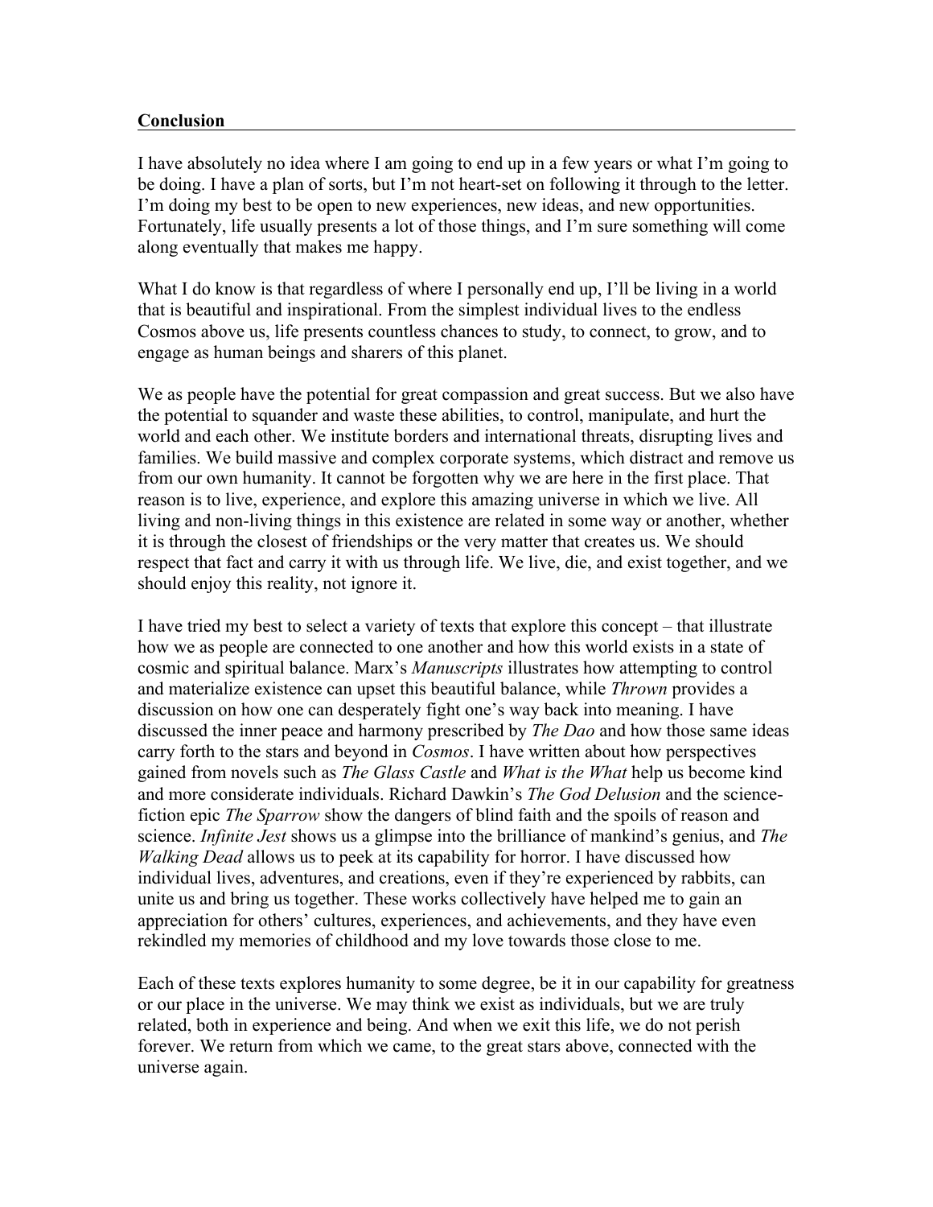**Conclusion**

I have absolutely no idea where I am going to end up in a few years or what I'm going to be doing. I have a plan of sorts, but I'm not heart-set on following it through to the letter. I'm doing my best to be open to new experiences, new ideas, and new opportunities. Fortunately, life usually presents a lot of those things, and I'm sure something will come along eventually that makes me happy.

What I do know is that regardless of where I personally end up, I'll be living in a world that is beautiful and inspirational. From the simplest individual lives to the endless Cosmos above us, life presents countless chances to study, to connect, to grow, and to engage as human beings and sharers of this planet.

We as people have the potential for great compassion and great success. But we also have the potential to squander and waste these abilities, to control, manipulate, and hurt the world and each other. We institute borders and international threats, disrupting lives and families. We build massive and complex corporate systems, which distract and remove us from our own humanity. It cannot be forgotten why we are here in the first place. That reason is to live, experience, and explore this amazing universe in which we live. All living and non-living things in this existence are related in some way or another, whether it is through the closest of friendships or the very matter that creates us. We should respect that fact and carry it with us through life. We live, die, and exist together, and we should enjoy this reality, not ignore it.

I have tried my best to select a variety of texts that explore this concept – that illustrate how we as people are connected to one another and how this world exists in a state of cosmic and spiritual balance. Marx's *Manuscripts* illustrates how attempting to control and materialize existence can upset this beautiful balance, while *Thrown* provides a discussion on how one can desperately fight one's way back into meaning. I have discussed the inner peace and harmony prescribed by *The Dao* and how those same ideas carry forth to the stars and beyond in *Cosmos*. I have written about how perspectives gained from novels such as *The Glass Castle* and *What is the What* help us become kind and more considerate individuals. Richard Dawkin's *The God Delusion* and the science-fiction epic *The Sparrow* show the dangers of blind faith and the spoils of reason and science. *Infinite Jest* shows us a glimpse into the brilliance of mankind's genius, and *The Walking Dead* allows us to peek at its capability for horror. I have discussed how individual lives, adventures, and creations, even if they're experienced by rabbits, can unite us and bring us together. These works collectively have helped me to gain an appreciation for others' cultures, experiences, and achievements, and they have even rekindled my memories of childhood and my love towards those close to me.

Each of these texts explores humanity to some degree, be it in our capability for greatness or our place in the universe. We may think we exist as individuals, but we are truly related, both in experience and being. And when we exit this life, we do not perish forever. We return from which we came, to the great stars above, connected with the universe again.